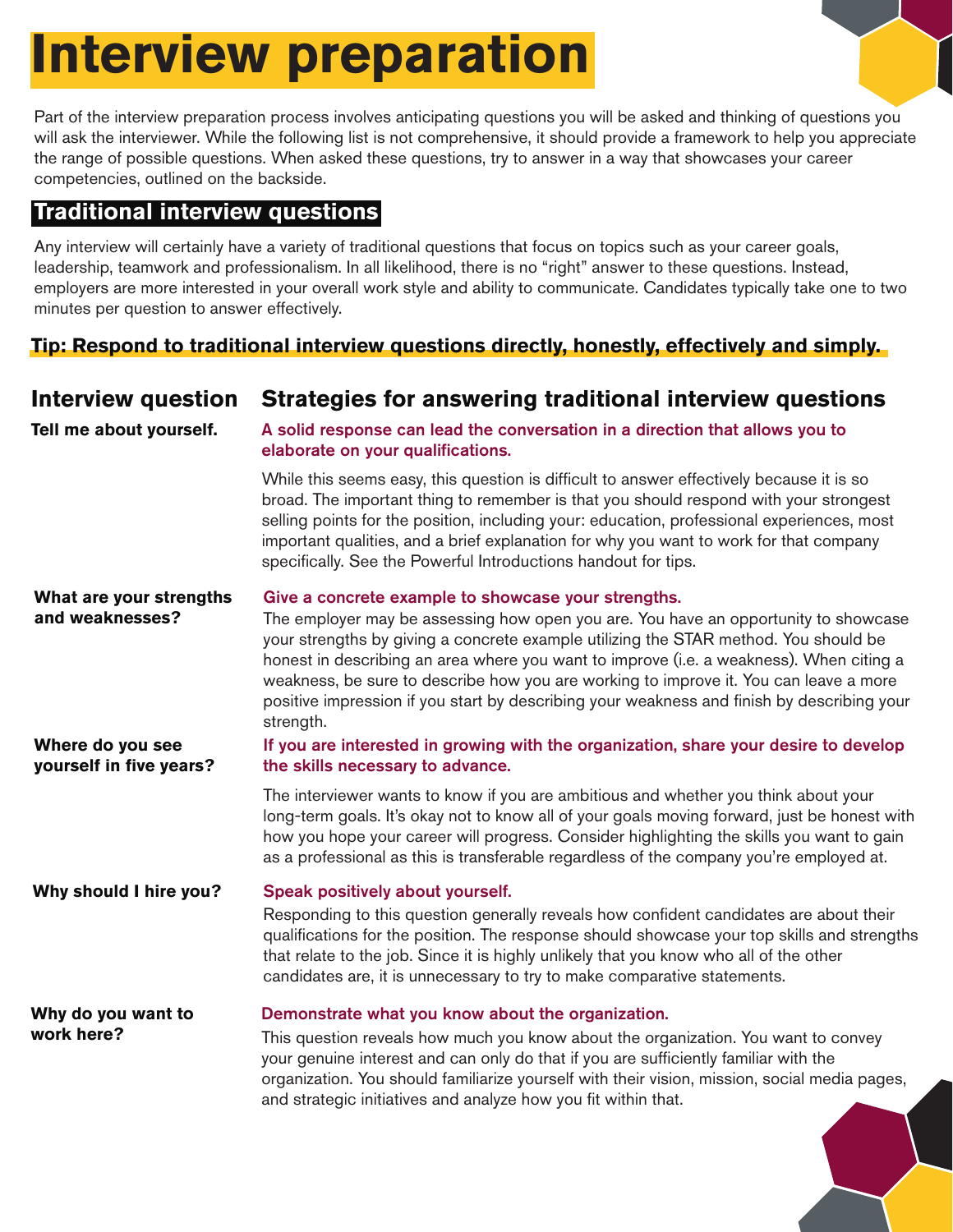# Interview preparation

Part of the interview preparation process involves anticipating questions you will be asked and thinking of questions you will ask the interviewer. While the following list is not comprehensive, it should provide a framework to help you appreciate the range of possible questions. When asked these questions, try to answer in a way that showcases your career competencies, outlined on the backside.

## Traditional interview questions

Any interview will certainly have a variety of traditional questions that focus on topics such as your career goals, leadership, teamwork and professionalism. In all likelihood, there is no "right" answer to these questions. Instead, employers are more interested in your overall work style and ability to communicate. Candidates typically take one to two minutes per question to answer effectively.

**Tip: Respond to traditional interview questions directly, honestly, effectively and simply.**

| Interview question | Strategies for answering traditional interview questions |
|---|---|
| **Tell me about yourself.** | **A solid response can lead the conversation in a direction that allows you to elaborate on your qualifications.** While this seems easy, this question is difficult to answer effectively because it is so broad. The important thing to remember is that you should respond with your strongest selling points for the position, including your: education, professional experiences, most important qualities, and a brief explanation for why you want to work for that company specifically. See the Powerful Introductions handout for tips. |
| **What are your strengths and weaknesses?** | **Give a concrete example to showcase your strengths.** The employer may be assessing how open you are. You have an opportunity to showcase your strengths by giving a concrete example utilizing the STAR method. You should be honest in describing an area where you want to improve (i.e. a weakness). When citing a weakness, be sure to describe how you are working to improve it. You can leave a more positive impression if you start by describing your weakness and finish by describing your strength. |
| **Where do you see yourself in five years?** | **If you are interested in growing with the organization, share your desire to develop the skills necessary to advance.** The interviewer wants to know if you are ambitious and whether you think about your long-term goals. It's okay not to know all of your goals moving forward, just be honest with how you hope your career will progress. Consider highlighting the skills you want to gain as a professional as this is transferable regardless of the company you're employed at. |
| **Why should I hire you?** | **Speak positively about yourself.** Responding to this question generally reveals how confident candidates are about their qualifications for the position. The response should showcase your top skills and strengths that relate to the job. Since it is highly unlikely that you know who all of the other candidates are, it is unnecessary to try to make comparative statements. |
| **Why do you want to work here?** | **Demonstrate what you know about the organization.** This question reveals how much you know about the organization. You want to convey your genuine interest and can only do that if you are sufficiently familiar with the organization. You should familiarize yourself with their vision, mission, social media pages, and strategic initiatives and analyze how you fit within that. |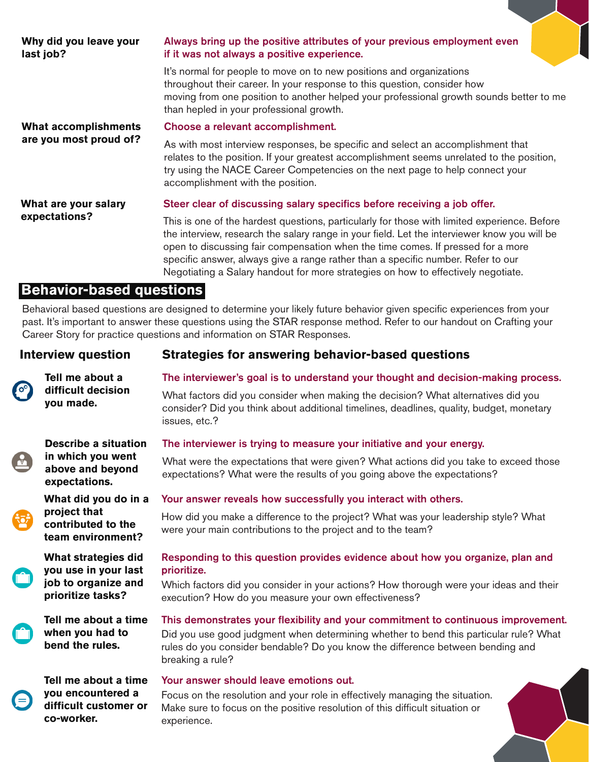| | |
|---|---|
| **Why did you leave your last job?** | **Always bring up the positive attributes of your previous employment even if it was not always a positive experience.**<br><br>It's normal for people to move on to new positions and organizations throughout their career. In your response to this question, consider how moving from one position to another helped your professional growth sounds better to me than hepled in your professional growth. |
| **What accomplishments are you most proud of?** | **Choose a relevant accomplishment.**<br><br>As with most interview responses, be specific and select an accomplishment that relates to the position. If your greatest accomplishment seems unrelated to the position, try using the NACE Career Competencies on the next page to help connect your accomplishment with the position. |
| **What are your salary expectations?** | **Steer clear of discussing salary specifics before receiving a job offer.**<br><br>This is one of the hardest questions, particularly for those with limited experience. Before the interview, research the salary range in your field. Let the interviewer know you will be open to discussing fair compensation when the time comes. If pressed for a more specific answer, always give a range rather than a specific number. Refer to our Negotiating a Salary handout for more strategies on how to effectively negotiate. |

## Behavior-based questions

Behavioral based questions are designed to determine your likely future behavior given specific experiences from your past. It's important to answer these questions using the STAR response method. Refer to our handout on Crafting your Career Story for practice questions and information on STAR Responses.

| Interview question | Strategies for answering behavior-based questions |
|---|---|
| **Tell me about a difficult decision you made.** | **The interviewer's goal is to understand your thought and decision-making process.**<br><br>What factors did you consider when making the decision? What alternatives did you consider? Did you think about additional timelines, deadlines, quality, budget, monetary issues, etc.? |
| **Describe a situation in which you went above and beyond expectations.** | **The interviewer is trying to measure your initiative and your energy.**<br><br>What were the expectations that were given? What actions did you take to exceed those expectations? What were the results of you going above the expectations? |
| **What did you do in a project that contributed to the team environment?** | **Your answer reveals how successfully you interact with others.**<br><br>How did you make a difference to the project? What was your leadership style? What were your main contributions to the project and to the team? |
| **What strategies did you use in your last job to organize and prioritize tasks?** | **Responding to this question provides evidence about how you organize, plan and prioritize.**<br><br>Which factors did you consider in your actions? How thorough were your ideas and their execution? How do you measure your own effectiveness? |
| **Tell me about a time when you had to bend the rules.** | **This demonstrates your flexibility and your commitment to continuous improvement.**<br><br>Did you use good judgment when determining whether to bend this particular rule? What rules do you consider bendable? Do you know the difference between bending and breaking a rule? |
| **Tell me about a time you encountered a difficult customer or co-worker.** | **Your answer should leave emotions out.**<br><br>Focus on the resolution and your role in effectively managing the situation. Make sure to focus on the positive resolution of this difficult situation or experience. |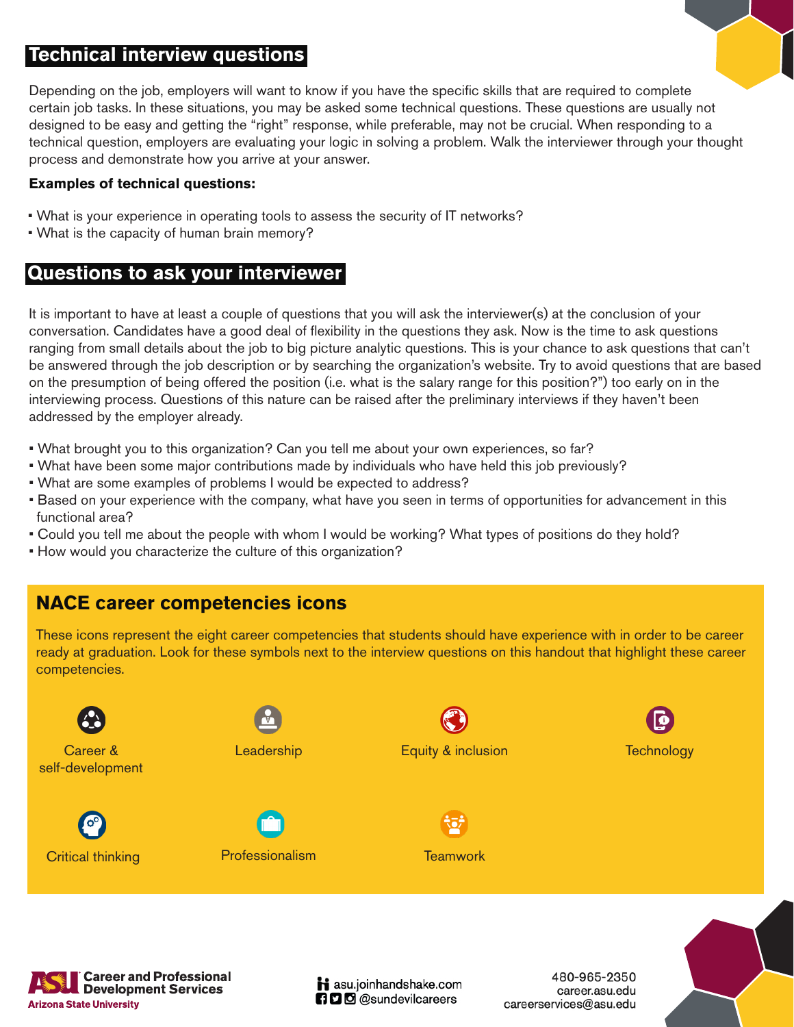## Technical interview questions

Depending on the job, employers will want to know if you have the specific skills that are required to complete certain job tasks. In these situations, you may be asked some technical questions. These questions are usually not designed to be easy and getting the "right" response, while preferable, may not be crucial. When responding to a technical question, employers are evaluating your logic in solving a problem. Walk the interviewer through your thought process and demonstrate how you arrive at your answer.

**Examples of technical questions:**

- What is your experience in operating tools to assess the security of IT networks?
- What is the capacity of human brain memory?

## Questions to ask your interviewer

It is important to have at least a couple of questions that you will ask the interviewer(s) at the conclusion of your conversation. Candidates have a good deal of flexibility in the questions they ask. Now is the time to ask questions ranging from small details about the job to big picture analytic questions. This is your chance to ask questions that can't be answered through the job description or by searching the organization's website. Try to avoid questions that are based on the presumption of being offered the position (i.e. what is the salary range for this position?") too early on in the interviewing process. Questions of this nature can be raised after the preliminary interviews if they haven't been addressed by the employer already.

- What brought you to this organization? Can you tell me about your own experiences, so far?
- What have been some major contributions made by individuals who have held this job previously?
- What are some examples of problems I would be expected to address?
- Based on your experience with the company, what have you seen in terms of opportunities for advancement in this functional area?
- Could you tell me about the people with whom I would be working? What types of positions do they hold?
- How would you characterize the culture of this organization?

## NACE career competencies icons

These icons represent the eight career competencies that students should have experience with in order to be career ready at graduation. Look for these symbols next to the interview questions on this handout that highlight these career competencies.

Career & self-development

Leadership

Equity & inclusion

Technology

Critical thinking

Professionalism

Teamwork

ASU Career and Professional Development Services
Arizona State University

asu.joinhandshake.com
@sundevilcareers

480-965-2350
career.asu.edu
careerservices@asu.edu